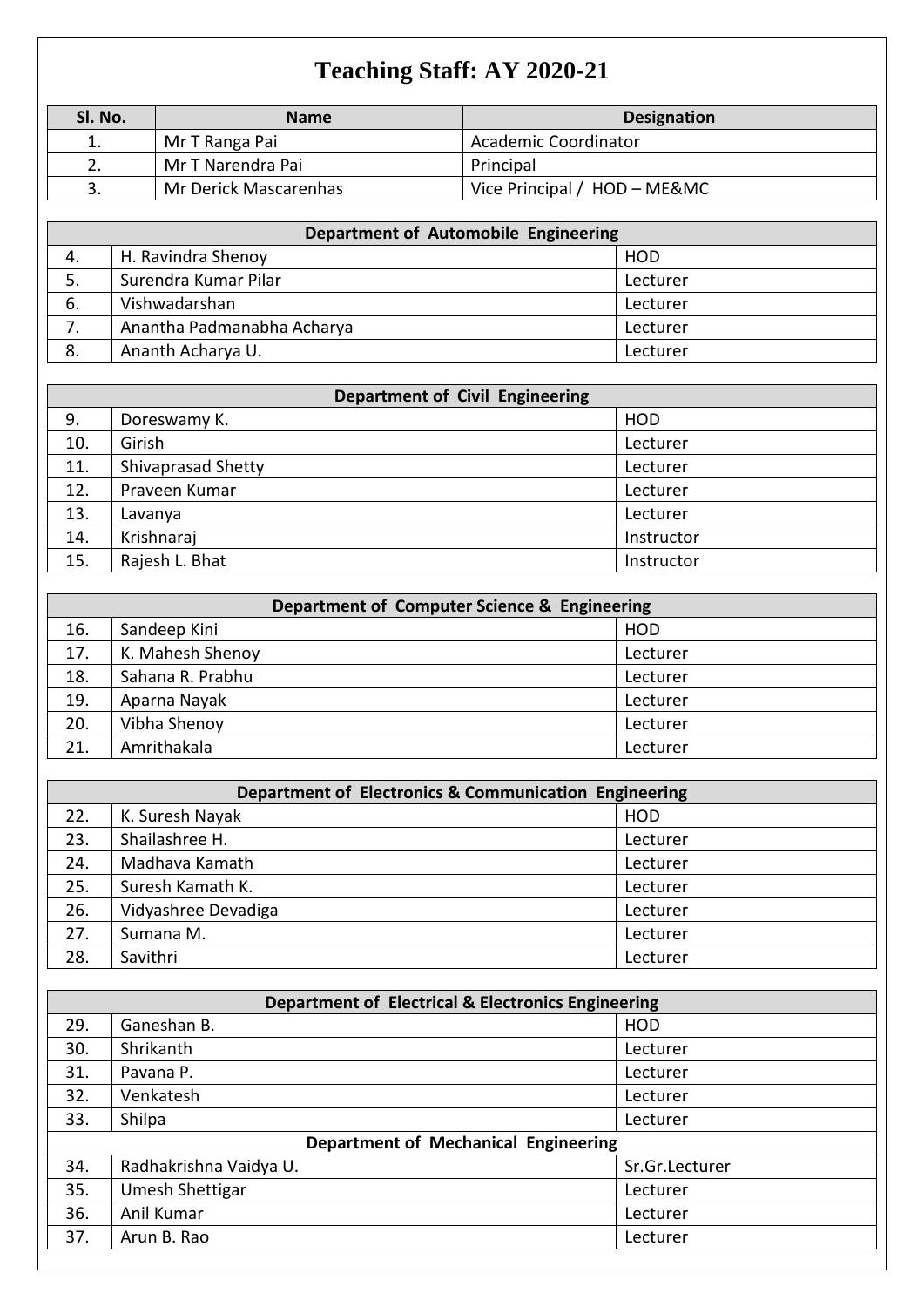# Teaching Staff: AY 2020-21

| Sl. No. | Name | Designation |
|---|---|---|
| 1. | Mr T Ranga Pai | Academic Coordinator |
| 2. | Mr T Narendra Pai | Principal |
| 3. | Mr Derick Mascarenhas | Vice Principal / HOD – ME&MC |

| Department of Automobile Engineering | | |
|---|---|---|
| 4. | H. Ravindra Shenoy | HOD |
| 5. | Surendra Kumar Pilar | Lecturer |
| 6. | Vishwadarshan | Lecturer |
| 7. | Anantha Padmanabha Acharya | Lecturer |
| 8. | Ananth Acharya U. | Lecturer |

| Department of Civil Engineering | | |
|---|---|---|
| 9. | Doreswamy K. | HOD |
| 10. | Girish | Lecturer |
| 11. | Shivaprasad Shetty | Lecturer |
| 12. | Praveen Kumar | Lecturer |
| 13. | Lavanya | Lecturer |
| 14. | Krishnaraj | Instructor |
| 15. | Rajesh L. Bhat | Instructor |

| Department of Computer Science & Engineering | | |
|---|---|---|
| 16. | Sandeep Kini | HOD |
| 17. | K. Mahesh Shenoy | Lecturer |
| 18. | Sahana R. Prabhu | Lecturer |
| 19. | Aparna Nayak | Lecturer |
| 20. | Vibha Shenoy | Lecturer |
| 21. | Amrithakala | Lecturer |

| Department of Electronics & Communication Engineering | | |
|---|---|---|
| 22. | K. Suresh Nayak | HOD |
| 23. | Shailashree H. | Lecturer |
| 24. | Madhava Kamath | Lecturer |
| 25. | Suresh Kamath K. | Lecturer |
| 26. | Vidyashree Devadiga | Lecturer |
| 27. | Sumana M. | Lecturer |
| 28. | Savithri | Lecturer |

| Department of Electrical & Electronics Engineering | | |
|---|---|---|
| 29. | Ganeshan B. | HOD |
| 30. | Shrikanth | Lecturer |
| 31. | Pavana P. | Lecturer |
| 32. | Venkatesh | Lecturer |
| 33. | Shilpa | Lecturer |
| **Department of Mechanical Engineering** | | |
| 34. | Radhakrishna Vaidya U. | Sr.Gr.Lecturer |
| 35. | Umesh Shettigar | Lecturer |
| 36. | Anil Kumar | Lecturer |
| 37. | Arun B. Rao | Lecturer |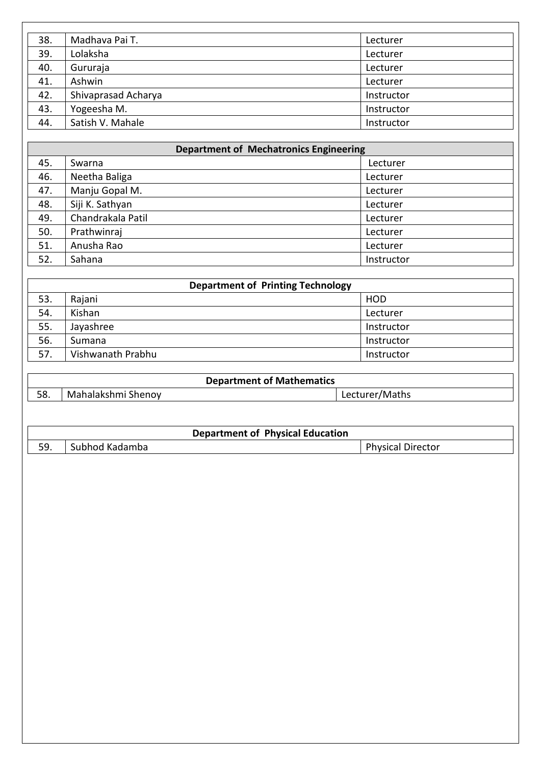| | | |
|---|---|---|
| 38. | Madhava Pai T. | Lecturer |
| 39. | Lolaksha | Lecturer |
| 40. | Gururaja | Lecturer |
| 41. | Ashwin | Lecturer |
| 42. | Shivaprasad Acharya | Instructor |
| 43. | Yogeesha M. | Instructor |
| 44. | Satish V. Mahale | Instructor |

| Department of Mechatronics Engineering | | |
|---|---|---|
| 45. | Swarna | Lecturer |
| 46. | Neetha Baliga | Lecturer |
| 47. | Manju Gopal M. | Lecturer |
| 48. | Siji K. Sathyan | Lecturer |
| 49. | Chandrakala Patil | Lecturer |
| 50. | Prathwinraj | Lecturer |
| 51. | Anusha Rao | Lecturer |
| 52. | Sahana | Instructor |

| Department of Printing Technology | | |
|---|---|---|
| 53. | Rajani | HOD |
| 54. | Kishan | Lecturer |
| 55. | Jayashree | Instructor |
| 56. | Sumana | Instructor |
| 57. | Vishwanath Prabhu | Instructor |

| Department of Mathematics | | |
|---|---|---|
| 58. | Mahalakshmi Shenoy | Lecturer/Maths |

| Department of Physical Education | | |
|---|---|---|
| 59. | Subhod Kadamba | Physical Director |